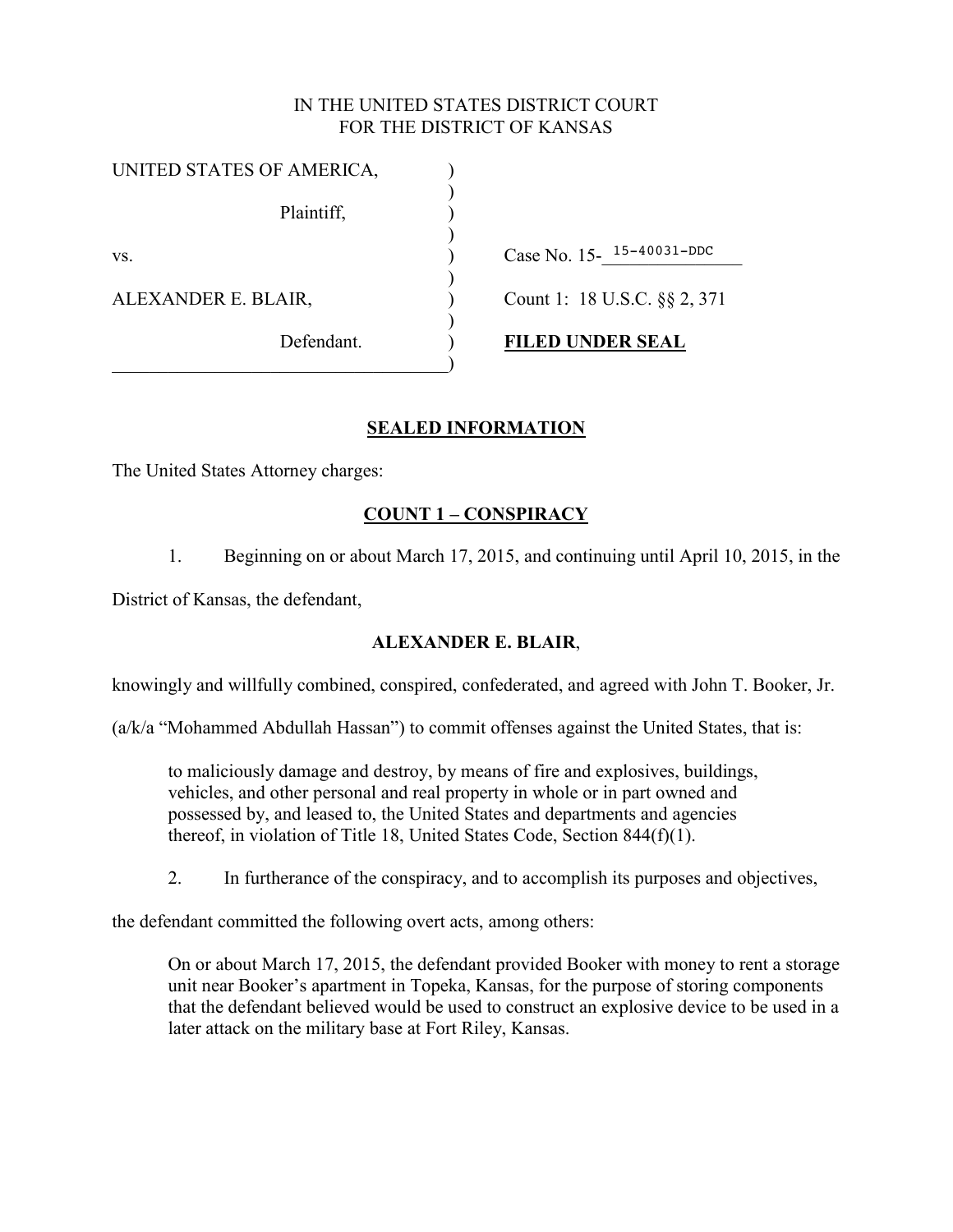IN THE UNITED STATES DISTRICT COURT
FOR THE DISTRICT OF KANSAS

| | | |
|---|---|---|
| UNITED STATES OF AMERICA, | ) | |
| Plaintiff, | ) | |
| vs. | ) | Case No. 15-15-40031-DDC |
| ALEXANDER E. BLAIR, | ) | Count 1: 18 U.S.C. §§ 2, 371 |
| Defendant. | ) | **FILED UNDER SEAL** |

## SEALED INFORMATION

The United States Attorney charges:

### COUNT 1 – CONSPIRACY

1. Beginning on or about March 17, 2015, and continuing until April 10, 2015, in the District of Kansas, the defendant,

**ALEXANDER E. BLAIR**,

knowingly and willfully combined, conspired, confederated, and agreed with John T. Booker, Jr. (a/k/a "Mohammed Abdullah Hassan") to commit offenses against the United States, that is:

> to maliciously damage and destroy, by means of fire and explosives, buildings, vehicles, and other personal and real property in whole or in part owned and possessed by, and leased to, the United States and departments and agencies thereof, in violation of Title 18, United States Code, Section 844(f)(1).

2. In furtherance of the conspiracy, and to accomplish its purposes and objectives, the defendant committed the following overt acts, among others:

> On or about March 17, 2015, the defendant provided Booker with money to rent a storage unit near Booker's apartment in Topeka, Kansas, for the purpose of storing components that the defendant believed would be used to construct an explosive device to be used in a later attack on the military base at Fort Riley, Kansas.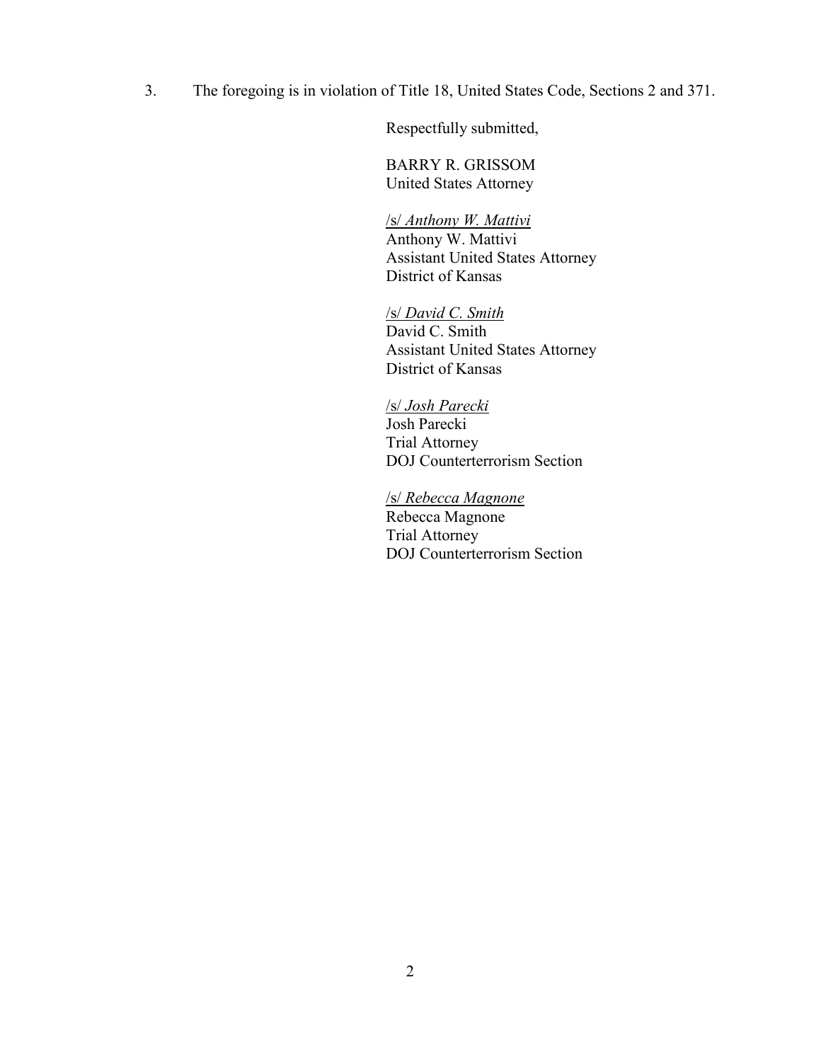3. The foregoing is in violation of Title 18, United States Code, Sections 2 and 371.

Respectfully submitted,

BARRY R. GRISSOM
United States Attorney

/s/ *Anthony W. Mattivi*
Anthony W. Mattivi
Assistant United States Attorney
District of Kansas

/s/ *David C. Smith*
David C. Smith
Assistant United States Attorney
District of Kansas

/s/ *Josh Parecki*
Josh Parecki
Trial Attorney
DOJ Counterterrorism Section

/s/ *Rebecca Magnone*
Rebecca Magnone
Trial Attorney
DOJ Counterterrorism Section